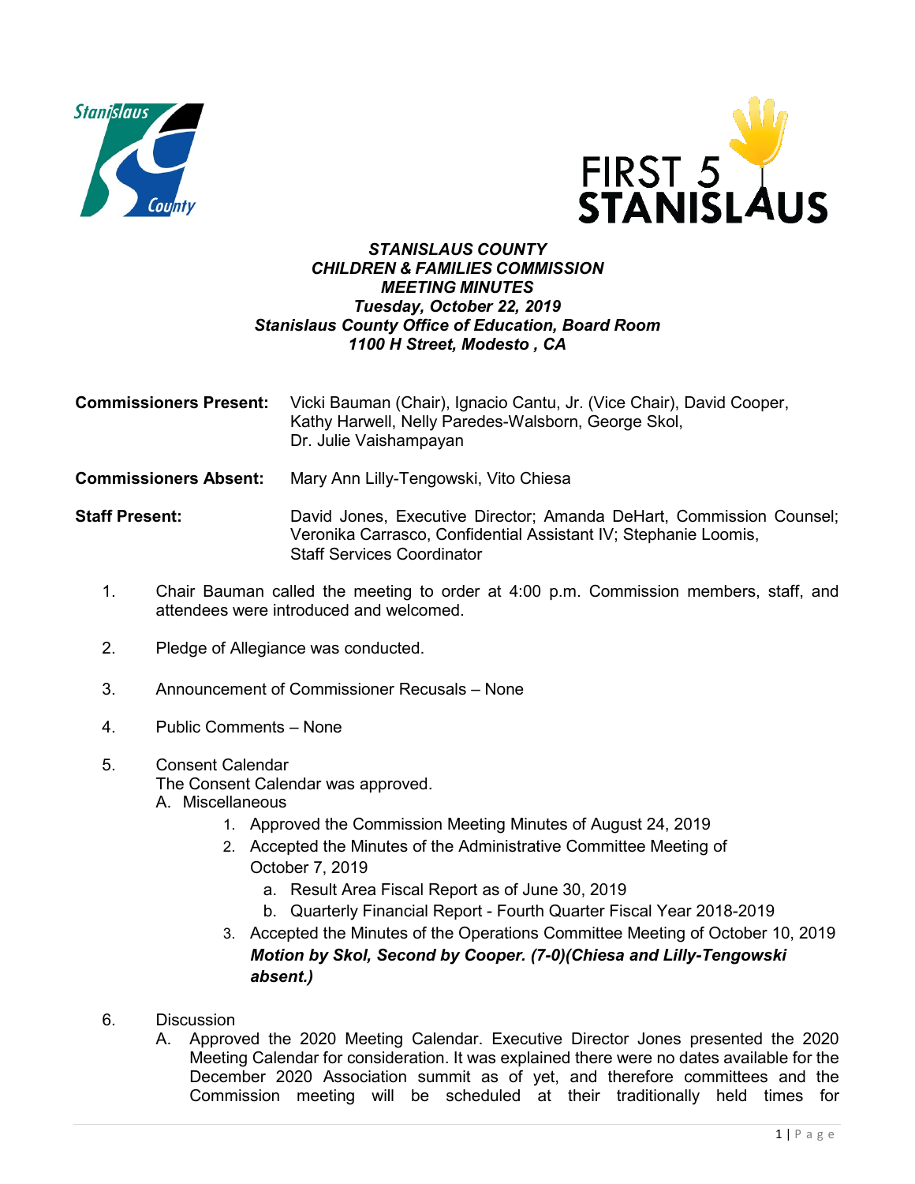**STANISLAUS COUNTY**
**CHILDREN & FAMILIES COMMISSION**
**MEETING MINUTES**
***Tuesday, October 22, 2019***
***Stanislaus County Office of Education, Board Room***
***1100 H Street, Modesto , CA***

**Commissioners Present:** Vicki Bauman (Chair), Ignacio Cantu, Jr. (Vice Chair), David Cooper, Kathy Harwell, Nelly Paredes-Walsborn, George Skol, Dr. Julie Vaishampayan

**Commissioners Absent:** Mary Ann Lilly-Tengowski, Vito Chiesa

**Staff Present:** David Jones, Executive Director; Amanda DeHart, Commission Counsel; Veronika Carrasco, Confidential Assistant IV; Stephanie Loomis, Staff Services Coordinator

1. Chair Bauman called the meeting to order at 4:00 p.m. Commission members, staff, and attendees were introduced and welcomed.

2. Pledge of Allegiance was conducted.

3. Announcement of Commissioner Recusals – None

4. Public Comments – None

5. Consent Calendar
   The Consent Calendar was approved.
   A. Miscellaneous
      1. Approved the Commission Meeting Minutes of August 24, 2019
      2. Accepted the Minutes of the Administrative Committee Meeting of October 7, 2019
         a. Result Area Fiscal Report as of June 30, 2019
         b. Quarterly Financial Report - Fourth Quarter Fiscal Year 2018-2019
      3. Accepted the Minutes of the Operations Committee Meeting of October 10, 2019
         ***Motion by Skol, Second by Cooper. (7-0)(Chiesa and Lilly-Tengowski absent.)***

6. Discussion
   A. Approved the 2020 Meeting Calendar. Executive Director Jones presented the 2020 Meeting Calendar for consideration. It was explained there were no dates available for the December 2020 Association summit as of yet, and therefore committees and the Commission meeting will be scheduled at their traditionally held times for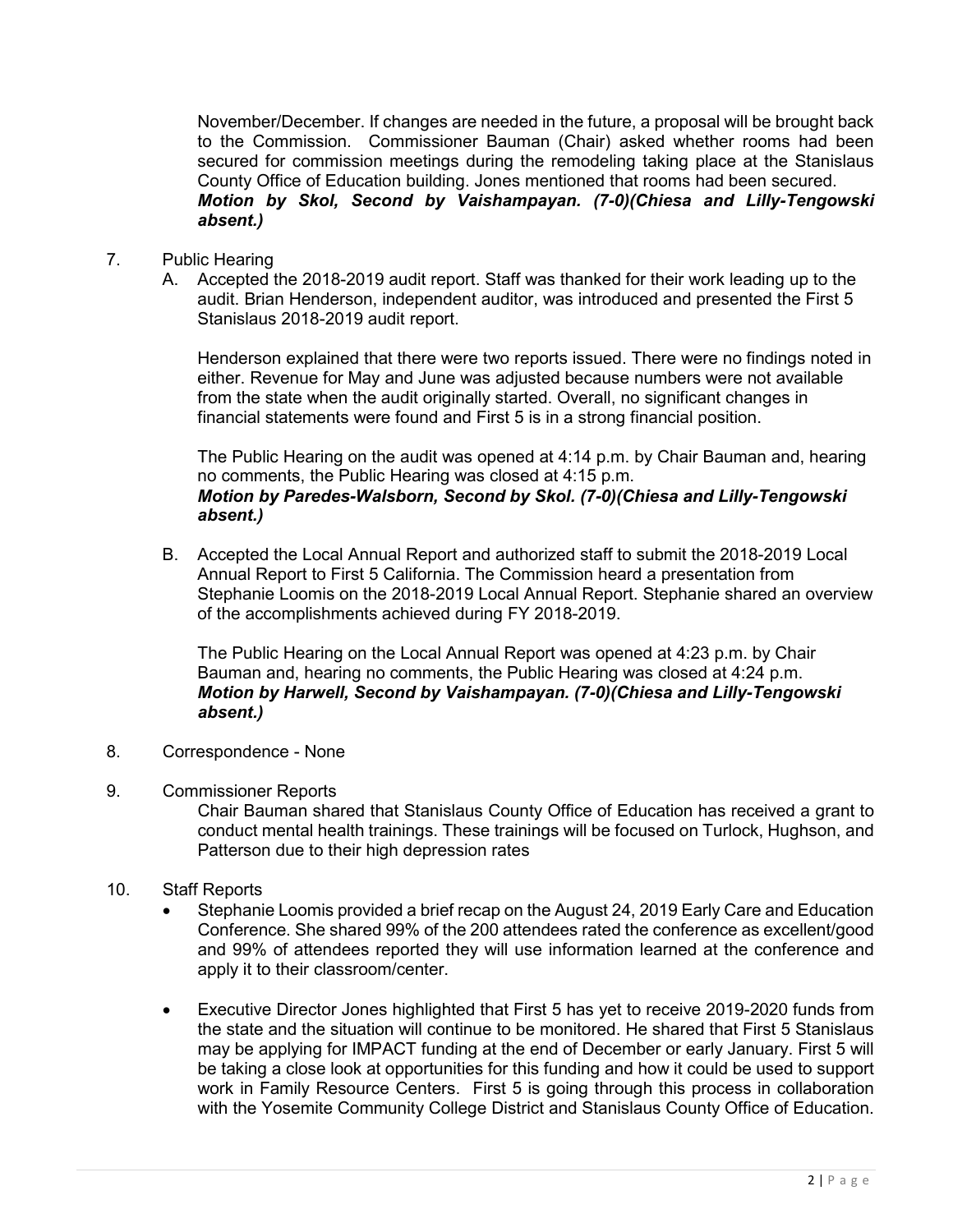November/December. If changes are needed in the future, a proposal will be brought back to the Commission. Commissioner Bauman (Chair) asked whether rooms had been secured for commission meetings during the remodeling taking place at the Stanislaus County Office of Education building. Jones mentioned that rooms had been secured.
***Motion by Skol, Second by Vaishampayan. (7-0)(Chiesa and Lilly-Tengowski absent.)***

7. Public Hearing
   A. Accepted the 2018-2019 audit report. Staff was thanked for their work leading up to the audit. Brian Henderson, independent auditor, was introduced and presented the First 5 Stanislaus 2018-2019 audit report.

      Henderson explained that there were two reports issued. There were no findings noted in either. Revenue for May and June was adjusted because numbers were not available from the state when the audit originally started. Overall, no significant changes in financial statements were found and First 5 is in a strong financial position.

      The Public Hearing on the audit was opened at 4:14 p.m. by Chair Bauman and, hearing no comments, the Public Hearing was closed at 4:15 p.m.
      ***Motion by Paredes-Walsborn, Second by Skol. (7-0)(Chiesa and Lilly-Tengowski absent.)***

   B. Accepted the Local Annual Report and authorized staff to submit the 2018-2019 Local Annual Report to First 5 California. The Commission heard a presentation from Stephanie Loomis on the 2018-2019 Local Annual Report. Stephanie shared an overview of the accomplishments achieved during FY 2018-2019.

      The Public Hearing on the Local Annual Report was opened at 4:23 p.m. by Chair Bauman and, hearing no comments, the Public Hearing was closed at 4:24 p.m.
      ***Motion by Harwell, Second by Vaishampayan. (7-0)(Chiesa and Lilly-Tengowski absent.)***

8. Correspondence - None

9. Commissioner Reports
   Chair Bauman shared that Stanislaus County Office of Education has received a grant to conduct mental health trainings. These trainings will be focused on Turlock, Hughson, and Patterson due to their high depression rates

10. Staff Reports
    - Stephanie Loomis provided a brief recap on the August 24, 2019 Early Care and Education Conference. She shared 99% of the 200 attendees rated the conference as excellent/good and 99% of attendees reported they will use information learned at the conference and apply it to their classroom/center.
    - Executive Director Jones highlighted that First 5 has yet to receive 2019-2020 funds from the state and the situation will continue to be monitored. He shared that First 5 Stanislaus may be applying for IMPACT funding at the end of December or early January. First 5 will be taking a close look at opportunities for this funding and how it could be used to support work in Family Resource Centers. First 5 is going through this process in collaboration with the Yosemite Community College District and Stanislaus County Office of Education.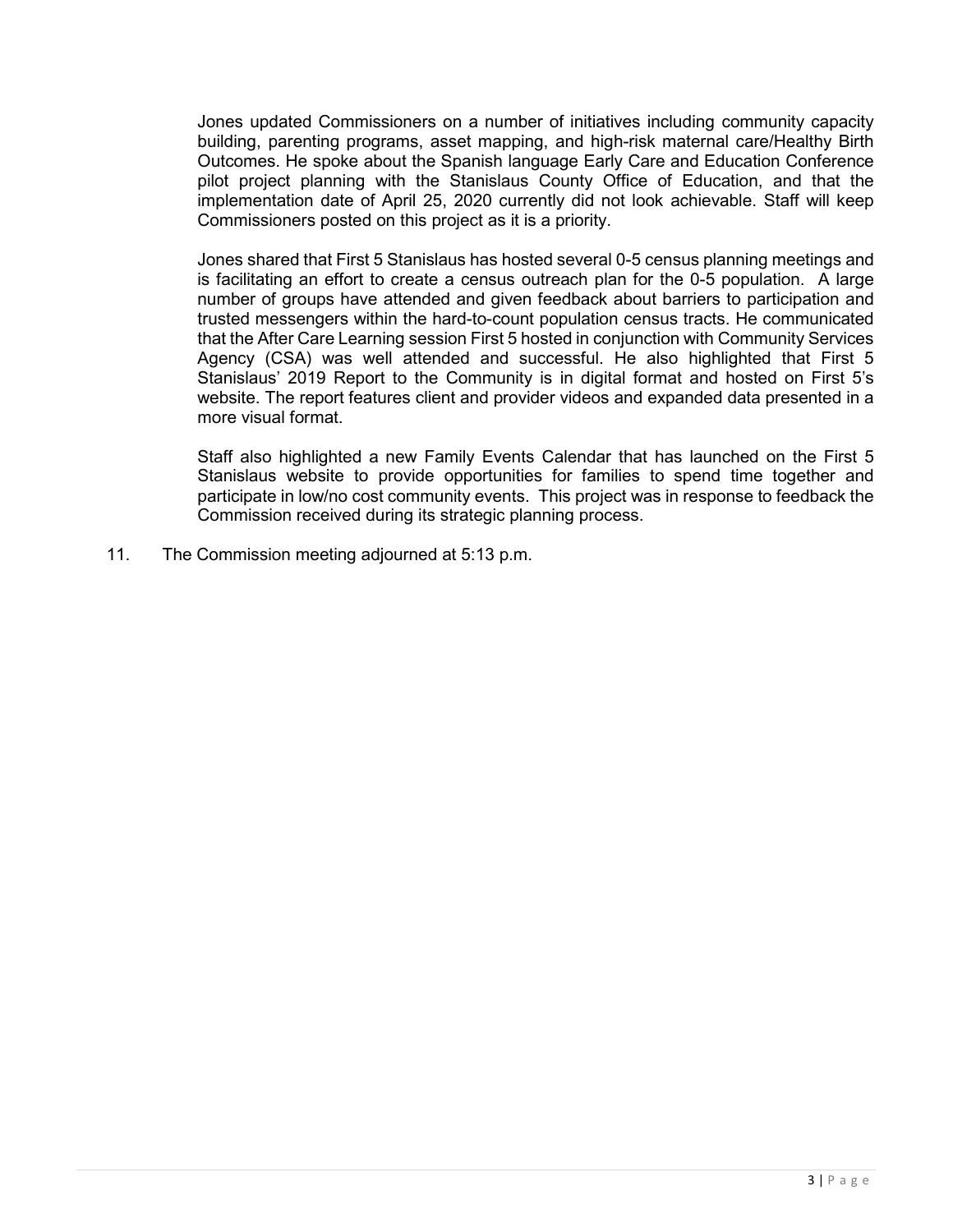Jones updated Commissioners on a number of initiatives including community capacity building, parenting programs, asset mapping, and high-risk maternal care/Healthy Birth Outcomes. He spoke about the Spanish language Early Care and Education Conference pilot project planning with the Stanislaus County Office of Education, and that the implementation date of April 25, 2020 currently did not look achievable. Staff will keep Commissioners posted on this project as it is a priority.

Jones shared that First 5 Stanislaus has hosted several 0-5 census planning meetings and is facilitating an effort to create a census outreach plan for the 0-5 population. A large number of groups have attended and given feedback about barriers to participation and trusted messengers within the hard-to-count population census tracts. He communicated that the After Care Learning session First 5 hosted in conjunction with Community Services Agency (CSA) was well attended and successful. He also highlighted that First 5 Stanislaus' 2019 Report to the Community is in digital format and hosted on First 5's website. The report features client and provider videos and expanded data presented in a more visual format.

Staff also highlighted a new Family Events Calendar that has launched on the First 5 Stanislaus website to provide opportunities for families to spend time together and participate in low/no cost community events. This project was in response to feedback the Commission received during its strategic planning process.

11. The Commission meeting adjourned at 5:13 p.m.